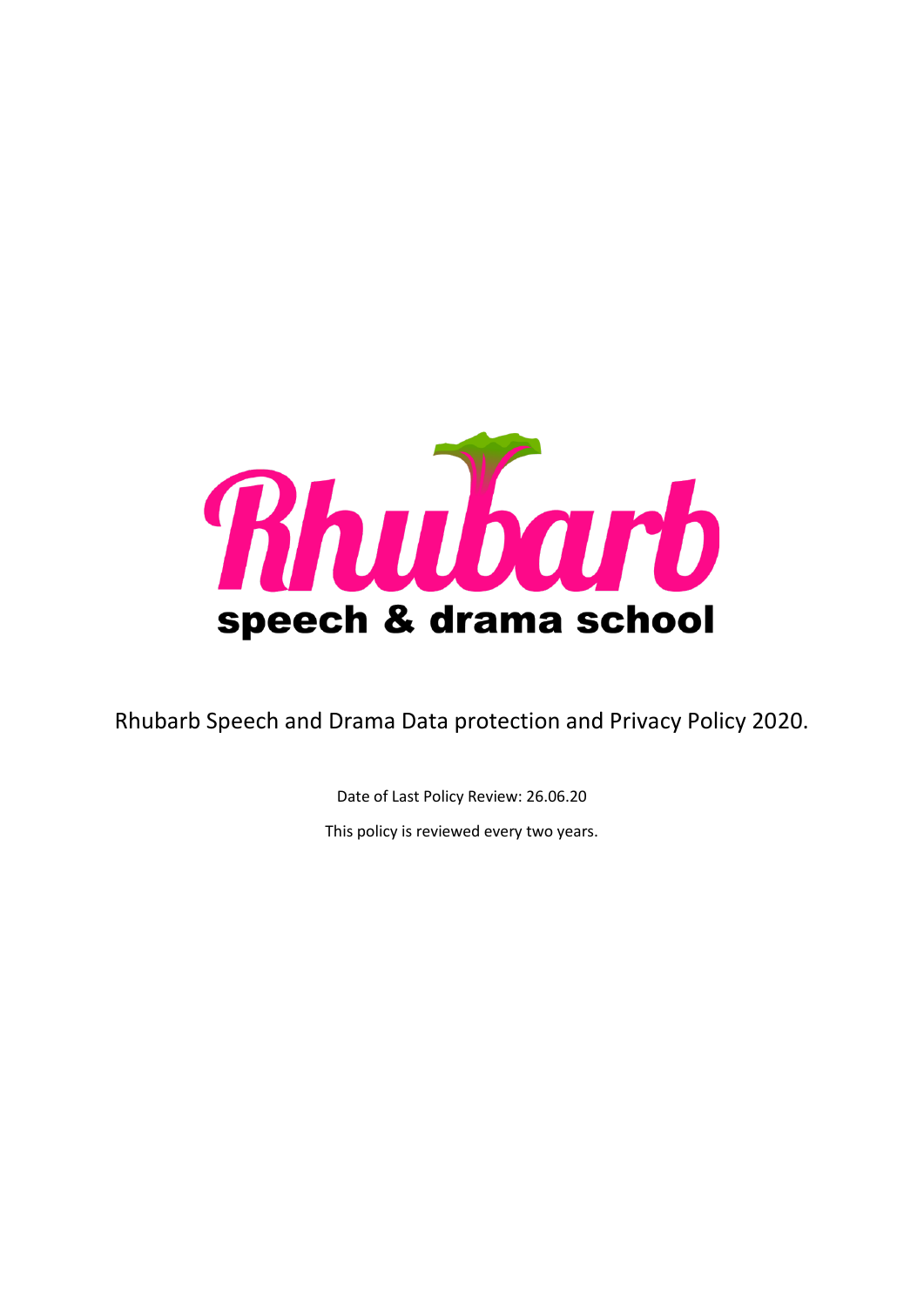Rhubarb

speech & drama school

Rhubarb Speech and Drama Data protection and Privacy Policy 2020.

Date of Last Policy Review: 26.06.20

This policy is reviewed every two years.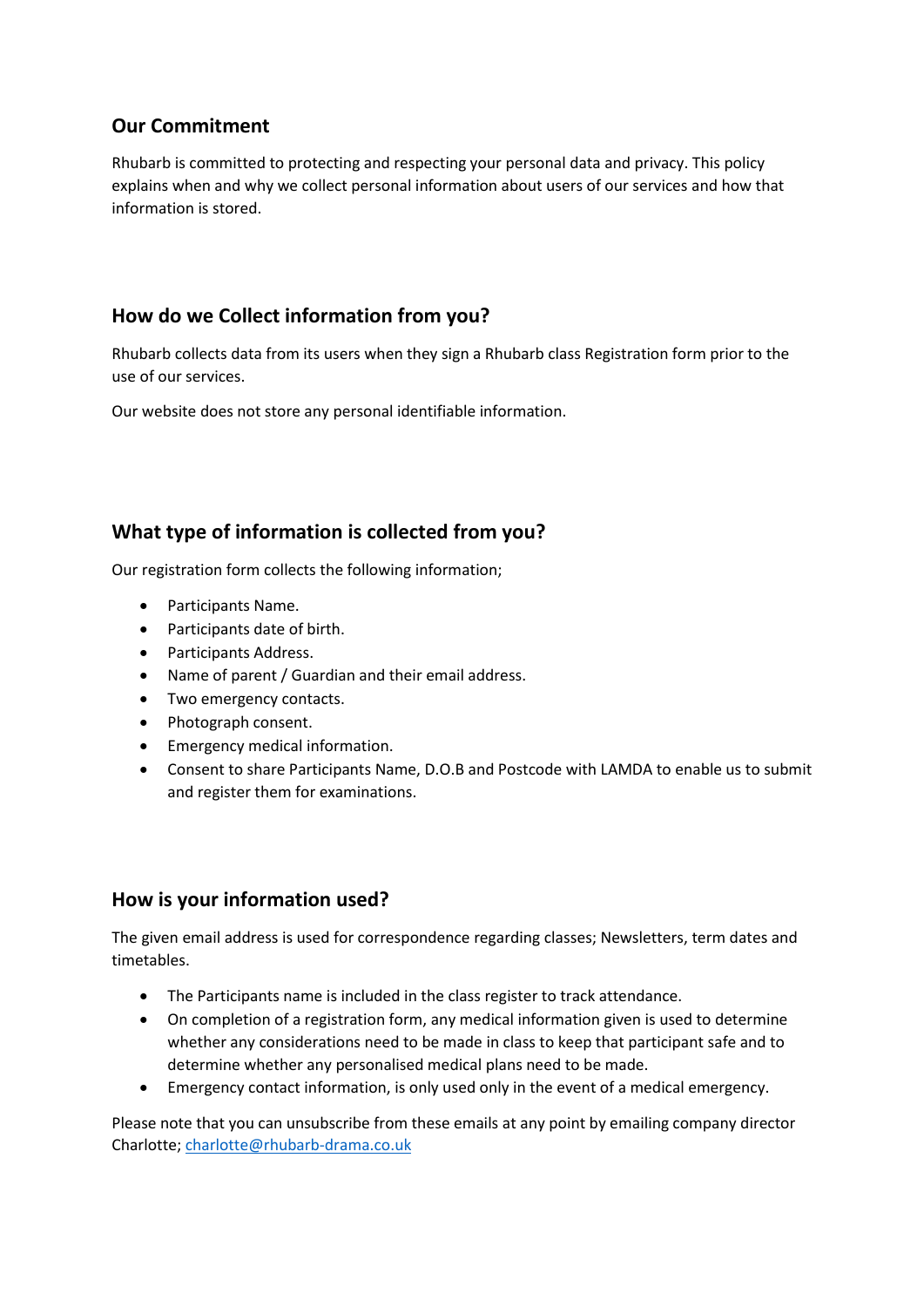## Our Commitment

Rhubarb is committed to protecting and respecting your personal data and privacy. This policy explains when and why we collect personal information about users of our services and how that information is stored.

## How do we Collect information from you?

Rhubarb collects data from its users when they sign a Rhubarb class Registration form prior to the use of our services.

Our website does not store any personal identifiable information.

## What type of information is collected from you?

Our registration form collects the following information;

- Participants Name.
- Participants date of birth.
- Participants Address.
- Name of parent / Guardian and their email address.
- Two emergency contacts.
- Photograph consent.
- Emergency medical information.
- Consent to share Participants Name, D.O.B and Postcode with LAMDA to enable us to submit and register them for examinations.

## How is your information used?

The given email address is used for correspondence regarding classes; Newsletters, term dates and timetables.

- The Participants name is included in the class register to track attendance.
- On completion of a registration form, any medical information given is used to determine whether any considerations need to be made in class to keep that participant safe and to determine whether any personalised medical plans need to be made.
- Emergency contact information, is only used only in the event of a medical emergency.

Please note that you can unsubscribe from these emails at any point by emailing company director Charlotte; charlotte@rhubarb-drama.co.uk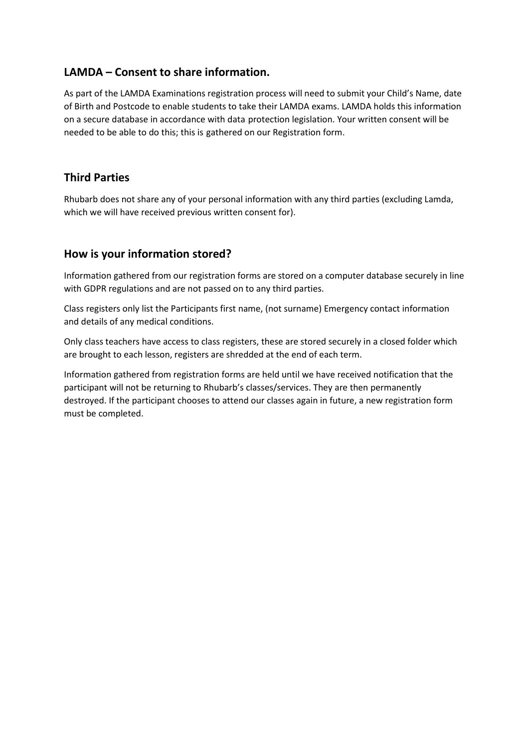## LAMDA – Consent to share information.

As part of the LAMDA Examinations registration process will need to submit your Child's Name, date of Birth and Postcode to enable students to take their LAMDA exams. LAMDA holds this information on a secure database in accordance with data protection legislation. Your written consent will be needed to be able to do this; this is gathered on our Registration form.

## Third Parties

Rhubarb does not share any of your personal information with any third parties (excluding Lamda, which we will have received previous written consent for).

## How is your information stored?

Information gathered from our registration forms are stored on a computer database securely in line with GDPR regulations and are not passed on to any third parties.

Class registers only list the Participants first name, (not surname) Emergency contact information and details of any medical conditions.

Only class teachers have access to class registers, these are stored securely in a closed folder which are brought to each lesson, registers are shredded at the end of each term.

Information gathered from registration forms are held until we have received notification that the participant will not be returning to Rhubarb's classes/services. They are then permanently destroyed. If the participant chooses to attend our classes again in future, a new registration form must be completed.